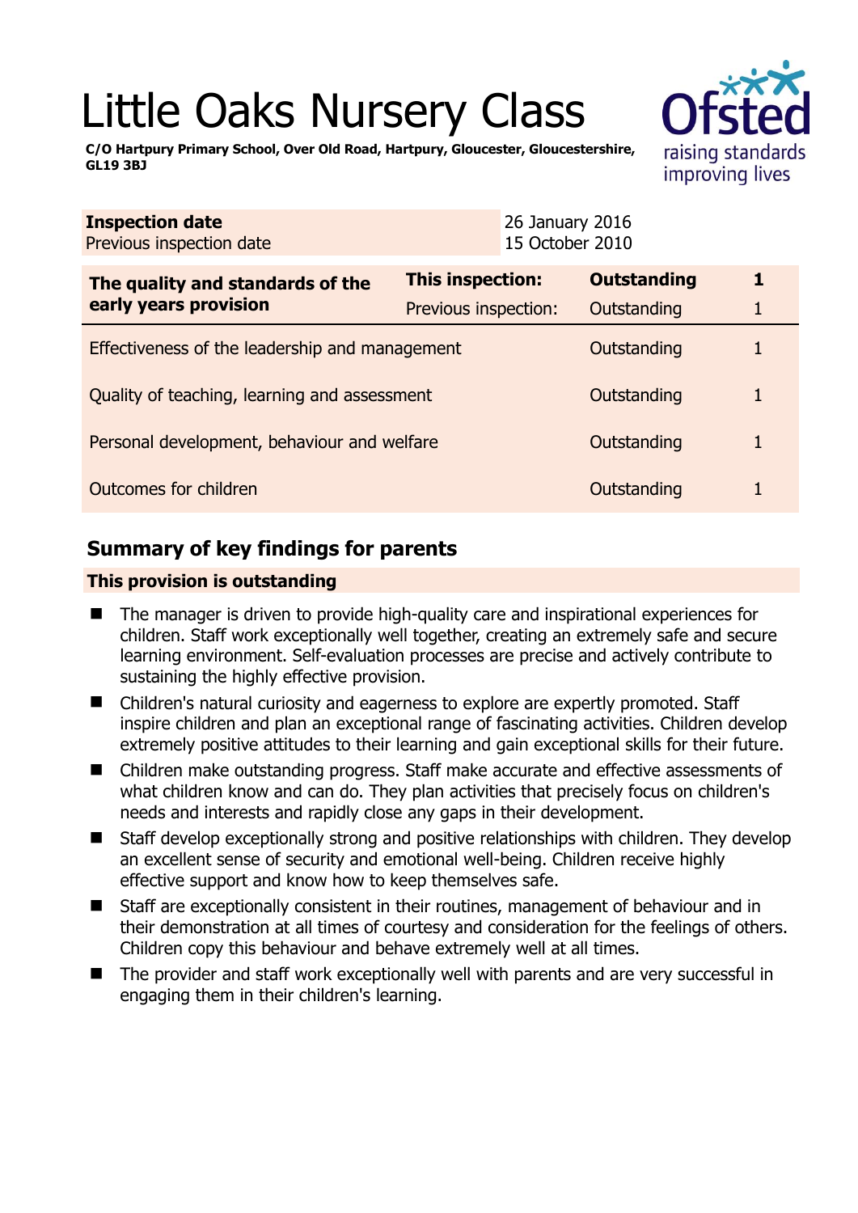# Little Oaks Nursery Class

**C/O Hartpury Primary School, Over Old Road, Hartpury, Gloucester, Gloucestershire, GL19 3BJ**

| **Inspection date** | 26 January 2016 |
|---|---|
| Previous inspection date | 15 October 2010 |

| **The quality and standards of the early years provision** | **This inspection:** | **Outstanding** | **1** |
|---|---|---|---|
| | Previous inspection: | Outstanding | 1 |
| Effectiveness of the leadership and management | | Outstanding | 1 |
| Quality of teaching, learning and assessment | | Outstanding | 1 |
| Personal development, behaviour and welfare | | Outstanding | 1 |
| Outcomes for children | | Outstanding | 1 |

## Summary of key findings for parents

**This provision is outstanding**

- The manager is driven to provide high-quality care and inspirational experiences for children. Staff work exceptionally well together, creating an extremely safe and secure learning environment. Self-evaluation processes are precise and actively contribute to sustaining the highly effective provision.
- Children's natural curiosity and eagerness to explore are expertly promoted. Staff inspire children and plan an exceptional range of fascinating activities. Children develop extremely positive attitudes to their learning and gain exceptional skills for their future.
- Children make outstanding progress. Staff make accurate and effective assessments of what children know and can do. They plan activities that precisely focus on children's needs and interests and rapidly close any gaps in their development.
- Staff develop exceptionally strong and positive relationships with children. They develop an excellent sense of security and emotional well-being. Children receive highly effective support and know how to keep themselves safe.
- Staff are exceptionally consistent in their routines, management of behaviour and in their demonstration at all times of courtesy and consideration for the feelings of others. Children copy this behaviour and behave extremely well at all times.
- The provider and staff work exceptionally well with parents and are very successful in engaging them in their children's learning.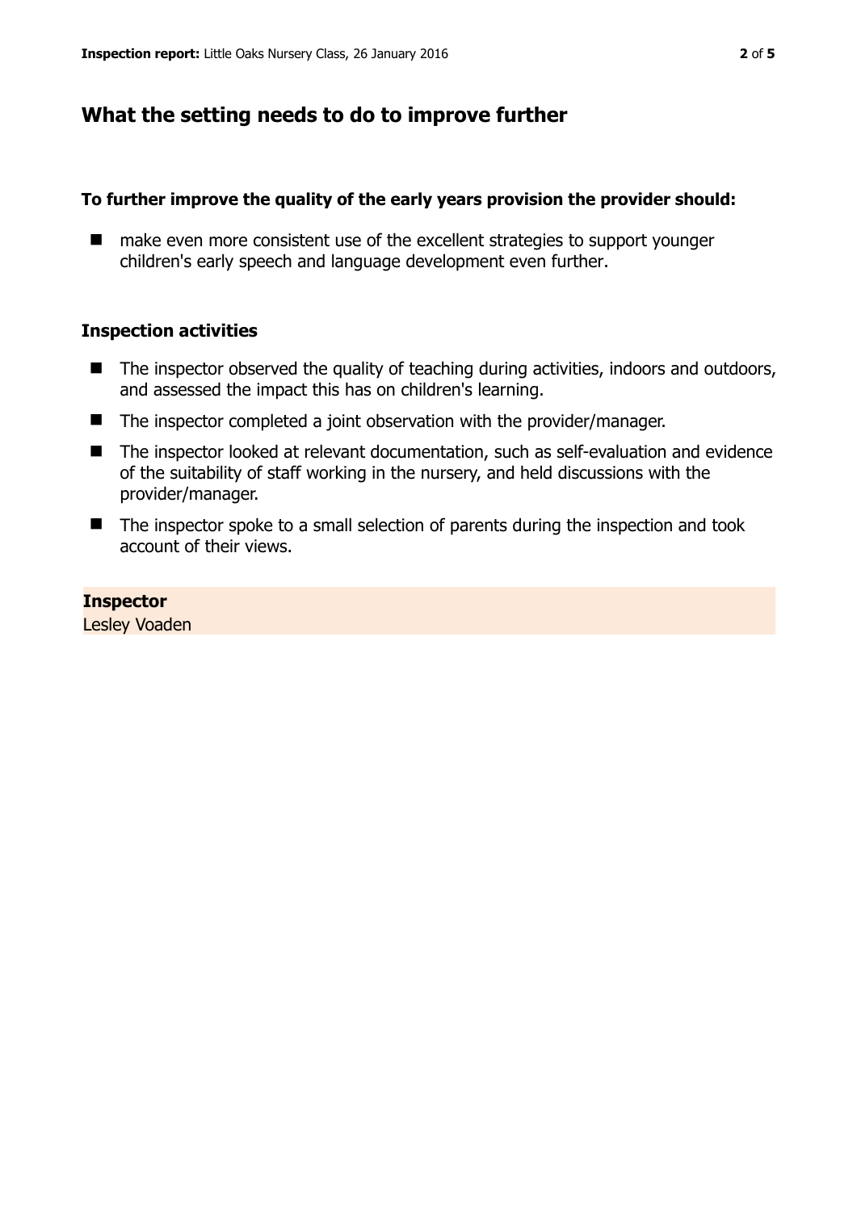## What the setting needs to do to improve further

**To further improve the quality of the early years provision the provider should:**

- make even more consistent use of the excellent strategies to support younger children's early speech and language development even further.

### Inspection activities

- The inspector observed the quality of teaching during activities, indoors and outdoors, and assessed the impact this has on children's learning.
- The inspector completed a joint observation with the provider/manager.
- The inspector looked at relevant documentation, such as self-evaluation and evidence of the suitability of staff working in the nursery, and held discussions with the provider/manager.
- The inspector spoke to a small selection of parents during the inspection and took account of their views.

**Inspector**
Lesley Voaden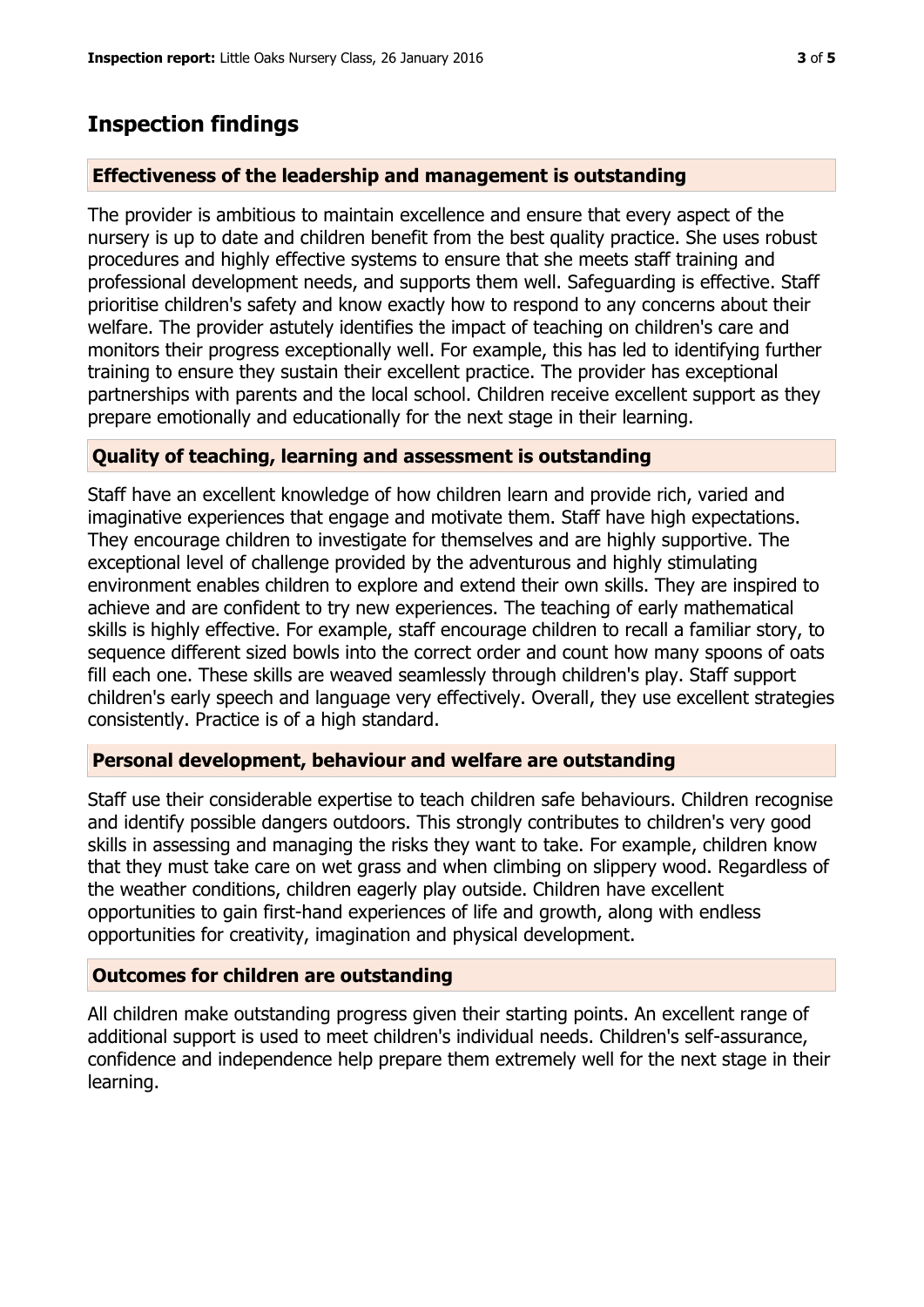## Inspection findings

### Effectiveness of the leadership and management is outstanding

The provider is ambitious to maintain excellence and ensure that every aspect of the nursery is up to date and children benefit from the best quality practice. She uses robust procedures and highly effective systems to ensure that she meets staff training and professional development needs, and supports them well. Safeguarding is effective. Staff prioritise children's safety and know exactly how to respond to any concerns about their welfare. The provider astutely identifies the impact of teaching on children's care and monitors their progress exceptionally well. For example, this has led to identifying further training to ensure they sustain their excellent practice. The provider has exceptional partnerships with parents and the local school. Children receive excellent support as they prepare emotionally and educationally for the next stage in their learning.

### Quality of teaching, learning and assessment is outstanding

Staff have an excellent knowledge of how children learn and provide rich, varied and imaginative experiences that engage and motivate them. Staff have high expectations. They encourage children to investigate for themselves and are highly supportive. The exceptional level of challenge provided by the adventurous and highly stimulating environment enables children to explore and extend their own skills. They are inspired to achieve and are confident to try new experiences. The teaching of early mathematical skills is highly effective. For example, staff encourage children to recall a familiar story, to sequence different sized bowls into the correct order and count how many spoons of oats fill each one. These skills are weaved seamlessly through children's play. Staff support children's early speech and language very effectively. Overall, they use excellent strategies consistently. Practice is of a high standard.

### Personal development, behaviour and welfare are outstanding

Staff use their considerable expertise to teach children safe behaviours. Children recognise and identify possible dangers outdoors. This strongly contributes to children's very good skills in assessing and managing the risks they want to take. For example, children know that they must take care on wet grass and when climbing on slippery wood. Regardless of the weather conditions, children eagerly play outside. Children have excellent opportunities to gain first-hand experiences of life and growth, along with endless opportunities for creativity, imagination and physical development.

### Outcomes for children are outstanding

All children make outstanding progress given their starting points. An excellent range of additional support is used to meet children's individual needs. Children's self-assurance, confidence and independence help prepare them extremely well for the next stage in their learning.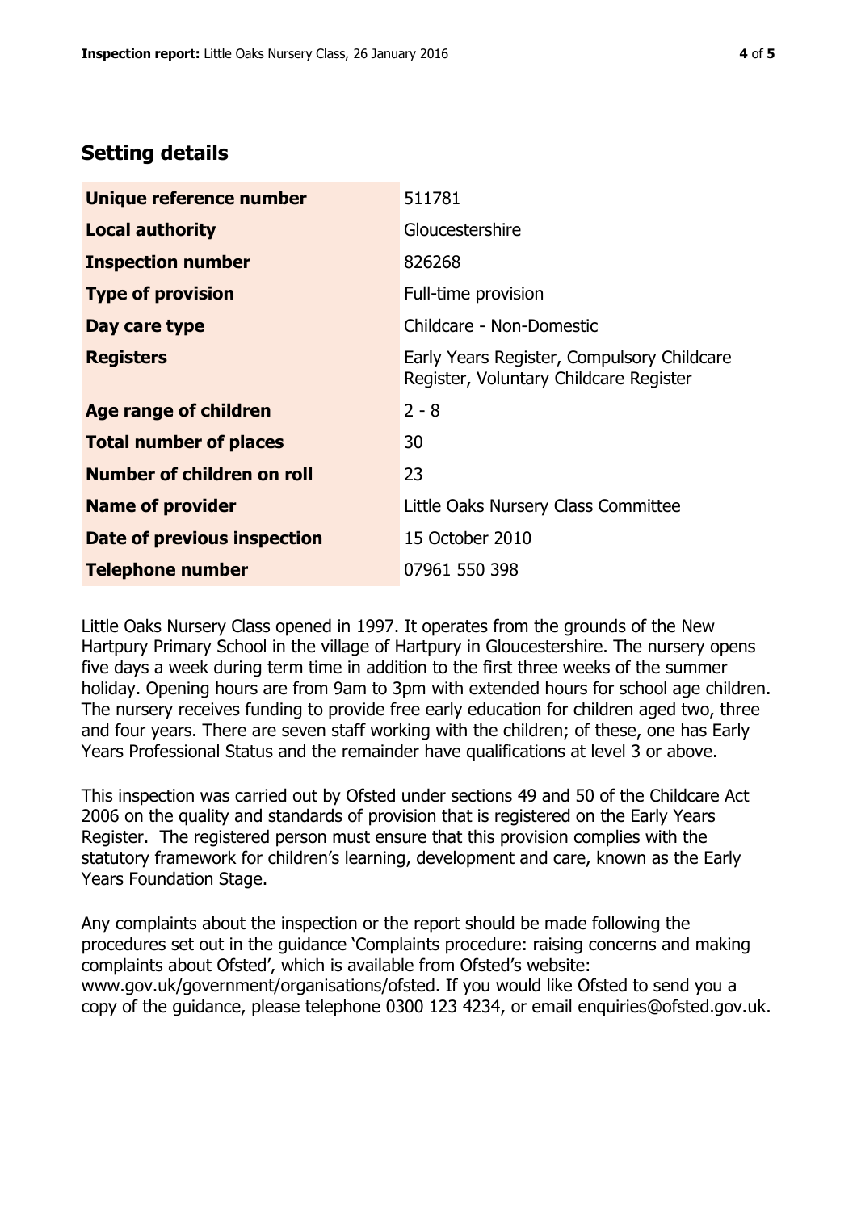## Setting details

| | |
|---|---|
| **Unique reference number** | 511781 |
| **Local authority** | Gloucestershire |
| **Inspection number** | 826268 |
| **Type of provision** | Full-time provision |
| **Day care type** | Childcare - Non-Domestic |
| **Registers** | Early Years Register, Compulsory Childcare Register, Voluntary Childcare Register |
| **Age range of children** | 2 - 8 |
| **Total number of places** | 30 |
| **Number of children on roll** | 23 |
| **Name of provider** | Little Oaks Nursery Class Committee |
| **Date of previous inspection** | 15 October 2010 |
| **Telephone number** | 07961 550 398 |

Little Oaks Nursery Class opened in 1997. It operates from the grounds of the New Hartpury Primary School in the village of Hartpury in Gloucestershire. The nursery opens five days a week during term time in addition to the first three weeks of the summer holiday. Opening hours are from 9am to 3pm with extended hours for school age children. The nursery receives funding to provide free early education for children aged two, three and four years. There are seven staff working with the children; of these, one has Early Years Professional Status and the remainder have qualifications at level 3 or above.

This inspection was carried out by Ofsted under sections 49 and 50 of the Childcare Act 2006 on the quality and standards of provision that is registered on the Early Years Register. The registered person must ensure that this provision complies with the statutory framework for children's learning, development and care, known as the Early Years Foundation Stage.

Any complaints about the inspection or the report should be made following the procedures set out in the guidance 'Complaints procedure: raising concerns and making complaints about Ofsted', which is available from Ofsted's website: www.gov.uk/government/organisations/ofsted. If you would like Ofsted to send you a copy of the guidance, please telephone 0300 123 4234, or email enquiries@ofsted.gov.uk.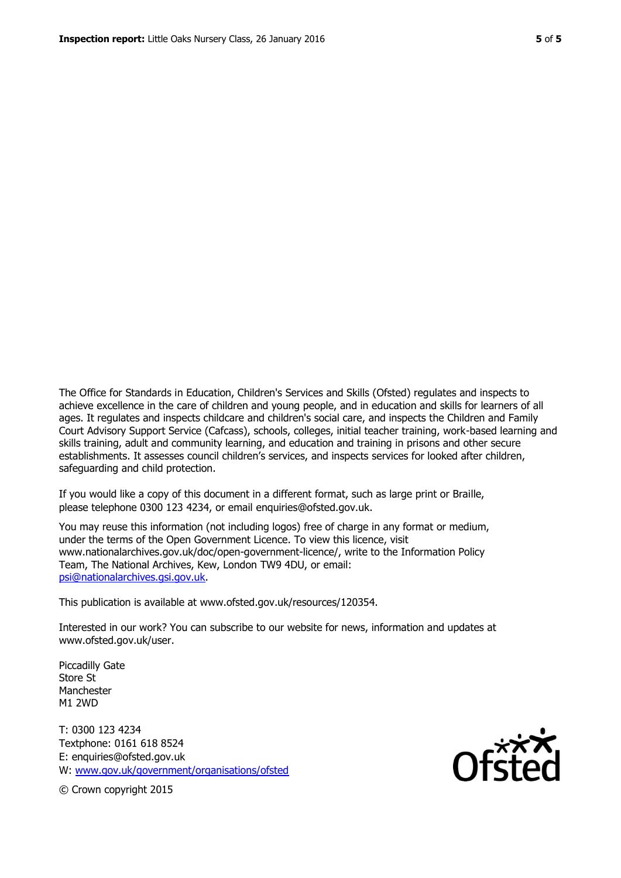The Office for Standards in Education, Children's Services and Skills (Ofsted) regulates and inspects to achieve excellence in the care of children and young people, and in education and skills for learners of all ages. It regulates and inspects childcare and children's social care, and inspects the Children and Family Court Advisory Support Service (Cafcass), schools, colleges, initial teacher training, work-based learning and skills training, adult and community learning, and education and training in prisons and other secure establishments. It assesses council children's services, and inspects services for looked after children, safeguarding and child protection.

If you would like a copy of this document in a different format, such as large print or Braille, please telephone 0300 123 4234, or email enquiries@ofsted.gov.uk.

You may reuse this information (not including logos) free of charge in any format or medium, under the terms of the Open Government Licence. To view this licence, visit www.nationalarchives.gov.uk/doc/open-government-licence/, write to the Information Policy Team, The National Archives, Kew, London TW9 4DU, or email: psi@nationalarchives.gsi.gov.uk.

This publication is available at www.ofsted.gov.uk/resources/120354.

Interested in our work? You can subscribe to our website for news, information and updates at www.ofsted.gov.uk/user.

Piccadilly Gate
Store St
Manchester
M1 2WD

T: 0300 123 4234
Textphone: 0161 618 8524
E: enquiries@ofsted.gov.uk
W: www.gov.uk/government/organisations/ofsted

© Crown copyright 2015